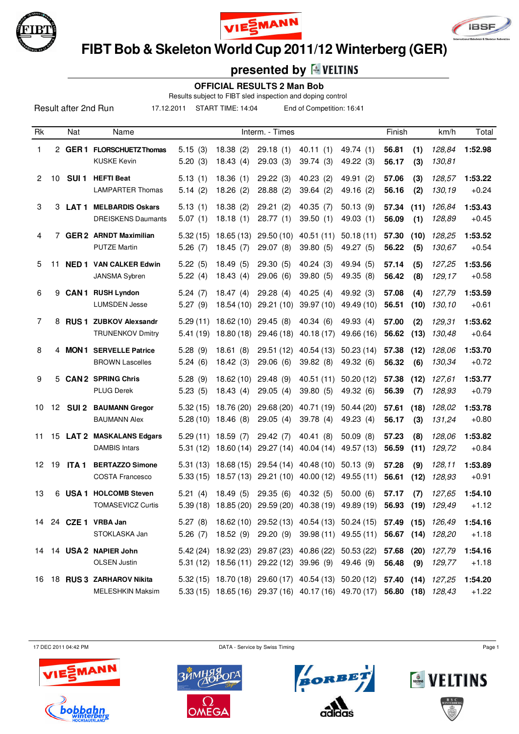# FIBT Bob & Skeleton World Cup 2011/12 Winterberg (GER)

## presented by VELTINS

### OFFICIAL RESULTS 2 Man Bob

Results subject to FIBT sled inspection and doping control

Result after 2nd Run 17.12.2011 START TIME: 14:04 End of Competition: 16:41

| Rk | | Nat | Name | Interm. - Times | | | | | Finish | | km/h | Total |
|---|---|---|---|---|---|---|---|---|---|---|---|---|
| 1 | 2 | GER 1 | **FLORSCHUETZ Thomas** | 5.15 (3) | 18.38 (2) | 29.18 (1) | 40.11 (1) | 49.74 (1) | **56.81** | **(1)** | *128,84* | **1:52.98** |
| | | | KUSKE Kevin | 5.20 (3) | 18.43 (4) | 29.03 (3) | 39.74 (3) | 49.22 (3) | **56.17** | **(3)** | *130,81* | |
| 2 | 10 | SUI 1 | **HEFTI Beat** | 5.13 (1) | 18.36 (1) | 29.22 (3) | 40.23 (2) | 49.91 (2) | **57.06** | **(3)** | *128,57* | **1:53.22** |
| | | | LAMPARTER Thomas | 5.14 (2) | 18.26 (2) | 28.88 (2) | 39.64 (2) | 49.16 (2) | **56.16** | **(2)** | *130,19* | +0.24 |
| 3 | 3 | LAT 1 | **MELBARDIS Oskars** | 5.13 (1) | 18.38 (2) | 29.21 (2) | 40.35 (7) | 50.13 (9) | **57.34** | **(11)** | *126,84* | **1:53.43** |
| | | | DREISKENS Daumants | 5.07 (1) | 18.18 (1) | 28.77 (1) | 39.50 (1) | 49.03 (1) | **56.09** | **(1)** | *128,89* | +0.45 |
| 4 | 7 | GER 2 | **ARNDT Maximilian** | 5.32 (15) | 18.65 (13) | 29.50 (10) | 40.51 (11) | 50.18 (11) | **57.30** | **(10)** | *128,25* | **1:53.52** |
| | | | PUTZE Martin | 5.26 (7) | 18.45 (7) | 29.07 (8) | 39.80 (5) | 49.27 (5) | **56.22** | **(5)** | *130,67* | +0.54 |
| 5 | 11 | NED 1 | **VAN CALKER Edwin** | 5.22 (5) | 18.49 (5) | 29.30 (5) | 40.24 (3) | 49.94 (5) | **57.14** | **(5)** | *127,25* | **1:53.56** |
| | | | JANSMA Sybren | 5.22 (4) | 18.43 (4) | 29.06 (6) | 39.80 (5) | 49.35 (8) | **56.42** | **(8)** | *129,17* | +0.58 |
| 6 | 9 | CAN 1 | **RUSH Lyndon** | 5.24 (7) | 18.47 (4) | 29.28 (4) | 40.25 (4) | 49.92 (3) | **57.08** | **(4)** | *127,79* | **1:53.59** |
| | | | LUMSDEN Jesse | 5.27 (9) | 18.54 (10) | 29.21 (10) | 39.97 (10) | 49.49 (10) | **56.51** | **(10)** | *130,10* | +0.61 |
| 7 | 8 | RUS 1 | **ZUBKOV Alexsandr** | 5.29 (11) | 18.62 (10) | 29.45 (8) | 40.34 (6) | 49.93 (4) | **57.00** | **(2)** | *129,31* | **1:53.62** |
| | | | TRUNENKOV Dmitry | 5.41 (19) | 18.80 (18) | 29.46 (18) | 40.18 (17) | 49.66 (16) | **56.62** | **(13)** | *130,48* | +0.64 |
| 8 | 4 | MON 1 | **SERVELLE Patrice** | 5.28 (9) | 18.61 (8) | 29.51 (12) | 40.54 (13) | 50.23 (14) | **57.38** | **(12)** | *128,06* | **1:53.70** |
| | | | BROWN Lascelles | 5.24 (6) | 18.42 (3) | 29.06 (6) | 39.82 (8) | 49.32 (6) | **56.32** | **(6)** | *130,34* | +0.72 |
| 9 | 5 | CAN 2 | **SPRING Chris** | 5.28 (9) | 18.62 (10) | 29.48 (9) | 40.51 (11) | 50.20 (12) | **57.38** | **(12)** | *127,61* | **1:53.77** |
| | | | PLUG Derek | 5.23 (5) | 18.43 (4) | 29.05 (4) | 39.80 (5) | 49.32 (6) | **56.39** | **(7)** | *128,93* | +0.79 |
| 10 | 12 | SUI 2 | **BAUMANN Gregor** | 5.32 (15) | 18.76 (20) | 29.68 (20) | 40.71 (19) | 50.44 (20) | **57.61** | **(18)** | *128,02* | **1:53.78** |
| | | | BAUMANN Alex | 5.28 (10) | 18.46 (8) | 29.05 (4) | 39.78 (4) | 49.23 (4) | **56.17** | **(3)** | *131,24* | +0.80 |
| 11 | 15 | LAT 2 | **MASKALANS Edgars** | 5.29 (11) | 18.59 (7) | 29.42 (7) | 40.41 (8) | 50.09 (8) | **57.23** | **(8)** | *128,06* | **1:53.82** |
| | | | DAMBIS Intars | 5.31 (12) | 18.60 (14) | 29.27 (14) | 40.04 (14) | 49.57 (13) | **56.59** | **(11)** | *129,72* | +0.84 |
| 12 | 19 | ITA 1 | **BERTAZZO Simone** | 5.31 (13) | 18.68 (15) | 29.54 (14) | 40.48 (10) | 50.13 (9) | **57.28** | **(9)** | *128,11* | **1:53.89** |
| | | | COSTA Francesco | 5.33 (15) | 18.57 (13) | 29.21 (10) | 40.00 (12) | 49.55 (11) | **56.61** | **(12)** | *128,93* | +0.91 |
| 13 | 6 | USA 1 | **HOLCOMB Steven** | 5.21 (4) | 18.49 (5) | 29.35 (6) | 40.32 (5) | 50.00 (6) | **57.17** | **(7)** | *127,65* | **1:54.10** |
| | | | TOMASEVICZ Curtis | 5.39 (18) | 18.85 (20) | 29.59 (20) | 40.38 (19) | 49.89 (19) | **56.93** | **(19)** | *129,49* | +1.12 |
| 14 | 24 | CZE 1 | **VRBA Jan** | 5.27 (8) | 18.62 (10) | 29.52 (13) | 40.54 (13) | 50.24 (15) | **57.49** | **(15)** | *126,49* | **1:54.16** |
| | | | STOKLASKA Jan | 5.26 (7) | 18.52 (9) | 29.20 (9) | 39.98 (11) | 49.55 (11) | **56.67** | **(14)** | *128,20* | +1.18 |
| 14 | 14 | USA 2 | **NAPIER John** | 5.42 (24) | 18.92 (23) | 29.87 (23) | 40.86 (22) | 50.53 (22) | **57.68** | **(20)** | *127,79* | **1:54.16** |
| | | | OLSEN Justin | 5.31 (12) | 18.56 (11) | 29.22 (12) | 39.96 (9) | 49.46 (9) | **56.48** | **(9)** | *129,77* | +1.18 |
| 16 | 18 | RUS 3 | **ZARHAROV Nikita** | 5.32 (15) | 18.70 (18) | 29.60 (17) | 40.54 (13) | 50.20 (12) | **57.40** | **(14)** | *127,25* | **1:54.20** |
| | | | MELESHKIN Maksim | 5.33 (15) | 18.65 (16) | 29.37 (16) | 40.17 (16) | 49.70 (17) | **56.80** | **(18)** | *128,43* | +1.22 |

17 DEC 2011 04:42 PM DATA - Service by Swiss Timing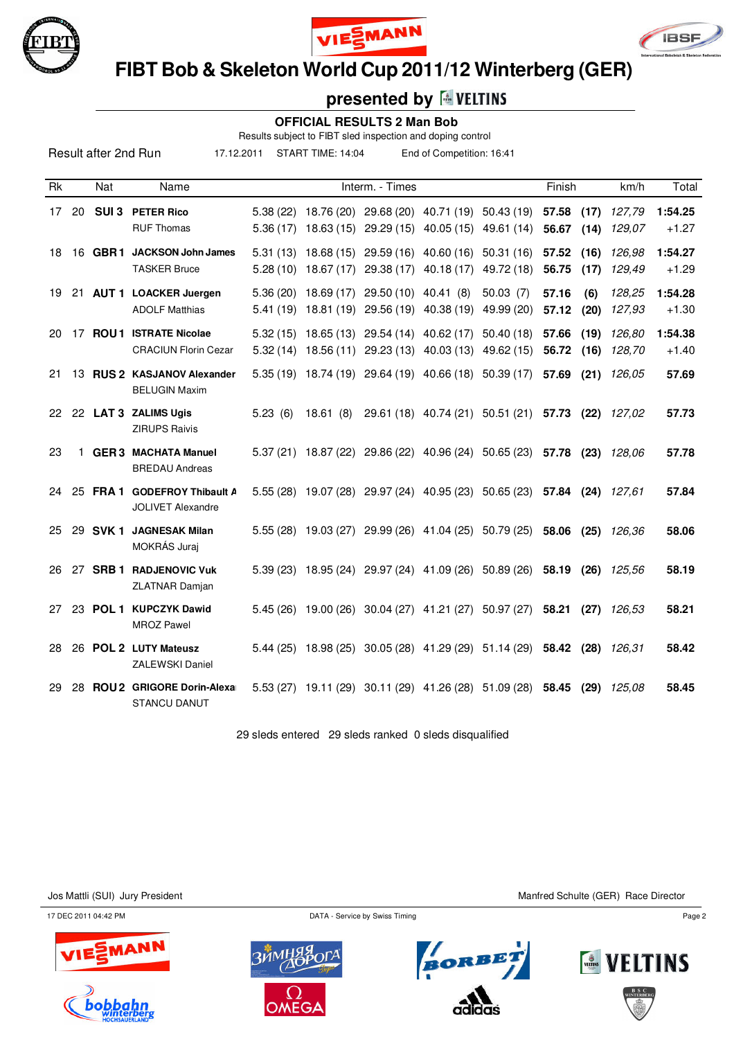# FIBT Bob & Skeleton World Cup 2011/12 Winterberg (GER)

## presented by VELTINS

### OFFICIAL RESULTS 2 Man Bob

Results subject to FIBT sled inspection and doping control

Result after 2nd Run    17.12.2011    START TIME: 14:04    End of Competition: 16:41

| Rk | | Nat | Name | Interm. - Times | | | | | Finish | | km/h | Total |
|---|---|---|---|---|---|---|---|---|---|---|---|---|
| 17 | 20 | SUI 3 | **PETER Rico** | 5.38 (22) | 18.76 (20) | 29.68 (20) | 40.71 (19) | 50.43 (19) | **57.58** | **(17)** | *127,79* | **1:54.25** |
| | | | RUF Thomas | 5.36 (17) | 18.63 (15) | 29.29 (15) | 40.05 (15) | 49.61 (14) | **56.67** | **(14)** | *129,07* | +1.27 |
| 18 | 16 | GBR 1 | **JACKSON John James** | 5.31 (13) | 18.68 (15) | 29.59 (16) | 40.60 (16) | 50.31 (16) | **57.52** | **(16)** | *126,98* | **1:54.27** |
| | | | TASKER Bruce | 5.28 (10) | 18.67 (17) | 29.38 (17) | 40.18 (17) | 49.72 (18) | **56.75** | **(17)** | *129,49* | +1.29 |
| 19 | 21 | AUT 1 | **LOACKER Juergen** | 5.36 (20) | 18.69 (17) | 29.50 (10) | 40.41 (8) | 50.03 (7) | **57.16** | **(6)** | *128,25* | **1:54.28** |
| | | | ADOLF Matthias | 5.41 (19) | 18.81 (19) | 29.56 (19) | 40.38 (19) | 49.99 (20) | **57.12** | **(20)** | *127,93* | +1.30 |
| 20 | 17 | ROU 1 | **ISTRATE Nicolae** | 5.32 (15) | 18.65 (13) | 29.54 (14) | 40.62 (17) | 50.40 (18) | **57.66** | **(19)** | *126,80* | **1:54.38** |
| | | | CRACIUN Florin Cezar | 5.32 (14) | 18.56 (11) | 29.23 (13) | 40.03 (13) | 49.62 (15) | **56.72** | **(16)** | *128,70* | +1.40 |
| 21 | 13 | RUS 2 | **KASJANOV Alexander** | 5.35 (19) | 18.74 (19) | 29.64 (19) | 40.66 (18) | 50.39 (17) | **57.69** | **(21)** | *126,05* | **57.69** |
| | | | BELUGIN Maxim | | | | | | | | | |
| 22 | 22 | LAT 3 | **ZALIMS Ugis** | 5.23 (6) | 18.61 (8) | 29.61 (18) | 40.74 (21) | 50.51 (21) | **57.73** | **(22)** | *127,02* | **57.73** |
| | | | ZIRUPS Raivis | | | | | | | | | |
| 23 | 1 | GER 3 | **MACHATA Manuel** | 5.37 (21) | 18.87 (22) | 29.86 (22) | 40.96 (24) | 50.65 (23) | **57.78** | **(23)** | *128,06* | **57.78** |
| | | | BREDAU Andreas | | | | | | | | | |
| 24 | 25 | FRA 1 | **GODEFROY Thibault A** | 5.55 (28) | 19.07 (28) | 29.97 (24) | 40.95 (23) | 50.65 (23) | **57.84** | **(24)** | *127,61* | **57.84** |
| | | | JOLIVET Alexandre | | | | | | | | | |
| 25 | 29 | SVK 1 | **JAGNESAK Milan** | 5.55 (28) | 19.03 (27) | 29.99 (26) | 41.04 (25) | 50.79 (25) | **58.06** | **(25)** | *126,36* | **58.06** |
| | | | MOKRÁS Juraj | | | | | | | | | |
| 26 | 27 | SRB 1 | **RADJENOVIC Vuk** | 5.39 (23) | 18.95 (24) | 29.97 (24) | 41.09 (26) | 50.89 (26) | **58.19** | **(26)** | *125,56* | **58.19** |
| | | | ZLATNAR Damjan | | | | | | | | | |
| 27 | 23 | POL 1 | **KUPCZYK Dawid** | 5.45 (26) | 19.00 (26) | 30.04 (27) | 41.21 (27) | 50.97 (27) | **58.21** | **(27)** | *126,53* | **58.21** |
| | | | MROZ Pawel | | | | | | | | | |
| 28 | 26 | POL 2 | **LUTY Mateusz** | 5.44 (25) | 18.98 (25) | 30.05 (28) | 41.29 (29) | 51.14 (29) | **58.42** | **(28)** | *126,31* | **58.42** |
| | | | ZALEWSKI Daniel | | | | | | | | | |
| 29 | 28 | ROU 2 | **GRIGORE Dorin-Alexa** | 5.53 (27) | 19.11 (29) | 30.11 (29) | 41.26 (28) | 51.09 (28) | **58.45** | **(29)** | *125,08* | **58.45** |
| | | | STANCU DANUT | | | | | | | | | |

29 sleds entered   29 sleds ranked   0 sleds disqualified

Jos Mattli (SUI) Jury President    Manfred Schulte (GER) Race Director

17 DEC 2011 04:42 PM    DATA - Service by Swiss Timing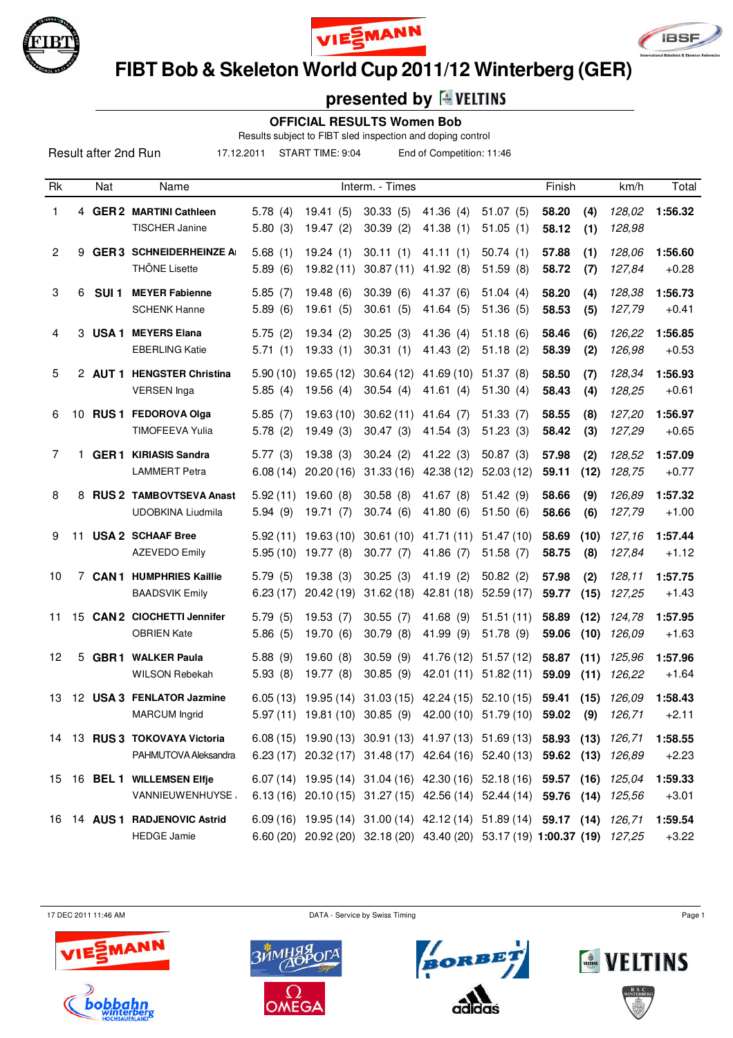# FIBT Bob & Skeleton World Cup 2011/12 Winterberg (GER)

## presented by VELTINS

### OFFICIAL RESULTS Women Bob

Results subject to FIBT sled inspection and doping control

Result after 2nd Run 17.12.2011 START TIME: 9:04 End of Competition: 11:46

| Rk | | Nat | Name | Interm. - Times | | | | | Finish | | km/h | Total |
|---|---|---|---|---|---|---|---|---|---|---|---|---|
| 1 | 4 | GER 2 | **MARTINI Cathleen** | 5.78 (4) | 19.41 (5) | 30.33 (5) | 41.36 (4) | 51.07 (5) | **58.20** | **(4)** | *128,02* | **1:56.32** |
| | | | TISCHER Janine | 5.80 (3) | 19.47 (2) | 30.39 (2) | 41.38 (1) | 51.05 (1) | **58.12** | **(1)** | *128,98* | |
| 2 | 9 | GER 3 | **SCHNEIDERHEINZE A** | 5.68 (1) | 19.24 (1) | 30.11 (1) | 41.11 (1) | 50.74 (1) | **57.88** | **(1)** | *128,06* | **1:56.60** |
| | | | THÖNE Lisette | 5.89 (6) | 19.82 (11) | 30.87 (11) | 41.92 (8) | 51.59 (8) | **58.72** | **(7)** | *127,84* | +0.28 |
| 3 | 6 | SUI 1 | **MEYER Fabienne** | 5.85 (7) | 19.48 (6) | 30.39 (6) | 41.37 (6) | 51.04 (4) | **58.20** | **(4)** | *128,38* | **1:56.73** |
| | | | SCHENK Hanne | 5.89 (6) | 19.61 (5) | 30.61 (5) | 41.64 (5) | 51.36 (5) | **58.53** | **(5)** | *127,79* | +0.41 |
| 4 | 3 | USA 1 | **MEYERS Elana** | 5.75 (2) | 19.34 (2) | 30.25 (3) | 41.36 (4) | 51.18 (6) | **58.46** | **(6)** | *126,22* | **1:56.85** |
| | | | EBERLING Katie | 5.71 (1) | 19.33 (1) | 30.31 (1) | 41.43 (2) | 51.18 (2) | **58.39** | **(2)** | *126,98* | +0.53 |
| 5 | 2 | AUT 1 | **HENGSTER Christina** | 5.90 (10) | 19.65 (12) | 30.64 (12) | 41.69 (10) | 51.37 (8) | **58.50** | **(7)** | *128,34* | **1:56.93** |
| | | | VERSEN Inga | 5.85 (4) | 19.56 (4) | 30.54 (4) | 41.61 (4) | 51.30 (4) | **58.43** | **(4)** | *128,25* | +0.61 |
| 6 | 10 | RUS 1 | **FEDOROVA Olga** | 5.85 (7) | 19.63 (10) | 30.62 (11) | 41.64 (7) | 51.33 (7) | **58.55** | **(8)** | *127,20* | **1:56.97** |
| | | | TIMOFEEVA Yulia | 5.78 (2) | 19.49 (3) | 30.47 (3) | 41.54 (3) | 51.23 (3) | **58.42** | **(3)** | *127,29* | +0.65 |
| 7 | 1 | GER 1 | **KIRIASIS Sandra** | 5.77 (3) | 19.38 (3) | 30.24 (2) | 41.22 (3) | 50.87 (3) | **57.98** | **(2)** | *128,52* | **1:57.09** |
| | | | LAMMERT Petra | 6.08 (14) | 20.20 (16) | 31.33 (16) | 42.38 (12) | 52.03 (12) | **59.11** | **(12)** | *128,75* | +0.77 |
| 8 | 8 | RUS 2 | **TAMBOVTSEVA Anast** | 5.92 (11) | 19.60 (8) | 30.58 (8) | 41.67 (8) | 51.42 (9) | **58.66** | **(9)** | *126,89* | **1:57.32** |
| | | | UDOBKINA Liudmila | 5.94 (9) | 19.71 (7) | 30.74 (6) | 41.80 (6) | 51.50 (6) | **58.66** | **(6)** | *127,79* | +1.00 |
| 9 | 11 | USA 2 | **SCHAAF Bree** | 5.92 (11) | 19.63 (10) | 30.61 (10) | 41.71 (11) | 51.47 (10) | **58.69** | **(10)** | *127,16* | **1:57.44** |
| | | | AZEVEDO Emily | 5.95 (10) | 19.77 (8) | 30.77 (7) | 41.86 (7) | 51.58 (7) | **58.75** | **(8)** | *127,84* | +1.12 |
| 10 | 7 | CAN 1 | **HUMPHRIES Kaillie** | 5.79 (5) | 19.38 (3) | 30.25 (3) | 41.19 (2) | 50.82 (2) | **57.98** | **(2)** | *128,11* | **1:57.75** |
| | | | BAADSVIK Emily | 6.23 (17) | 20.42 (19) | 31.62 (18) | 42.81 (18) | 52.59 (17) | **59.77** | **(15)** | *127,25* | +1.43 |
| 11 | 15 | CAN 2 | **CIOCHETTI Jennifer** | 5.79 (5) | 19.53 (7) | 30.55 (7) | 41.68 (9) | 51.51 (11) | **58.89** | **(12)** | *124,78* | **1:57.95** |
| | | | OBRIEN Kate | 5.86 (5) | 19.70 (6) | 30.79 (8) | 41.99 (9) | 51.78 (9) | **59.06** | **(10)** | *126,09* | +1.63 |
| 12 | 5 | GBR 1 | **WALKER Paula** | 5.88 (9) | 19.60 (8) | 30.59 (9) | 41.76 (12) | 51.57 (12) | **58.87** | **(11)** | *125,96* | **1:57.96** |
| | | | WILSON Rebekah | 5.93 (8) | 19.77 (8) | 30.85 (9) | 42.01 (11) | 51.82 (11) | **59.09** | **(11)** | *126,22* | +1.64 |
| 13 | 12 | USA 3 | **FENLATOR Jazmine** | 6.05 (13) | 19.95 (14) | 31.03 (15) | 42.24 (15) | 52.10 (15) | **59.41** | **(15)** | *126,09* | **1:58.43** |
| | | | MARCUM Ingrid | 5.97 (11) | 19.81 (10) | 30.85 (9) | 42.00 (10) | 51.79 (10) | **59.02** | **(9)** | *126,71* | +2.11 |
| 14 | 13 | RUS 3 | **TOKOVAYA Victoria** | 6.08 (15) | 19.90 (13) | 30.91 (13) | 41.97 (13) | 51.69 (13) | **58.93** | **(13)** | *126,71* | **1:58.55** |
| | | | PAHMUTOVA Aleksandra | 6.23 (17) | 20.32 (17) | 31.48 (17) | 42.64 (16) | 52.40 (13) | **59.62** | **(13)** | *126,89* | +2.23 |
| 15 | 16 | BEL 1 | **WILLEMSEN Elfje** | 6.07 (14) | 19.95 (14) | 31.04 (16) | 42.30 (16) | 52.18 (16) | **59.57** | **(16)** | *125,04* | **1:59.33** |
| | | | VANNIEUWENHUYSE | 6.13 (16) | 20.10 (15) | 31.27 (15) | 42.56 (14) | 52.44 (14) | **59.76** | **(14)** | *125,56* | +3.01 |
| 16 | 14 | AUS 1 | **RADJENOVIC Astrid** | 6.09 (16) | 19.95 (14) | 31.00 (14) | 42.12 (14) | 51.89 (14) | **59.17** | **(14)** | *126,71* | **1:59.54** |
| | | | HEDGE Jamie | 6.60 (20) | 20.92 (20) | 32.18 (20) | 43.40 (20) | 53.17 (19) | **1:00.37** | **(19)** | *127,25* | +3.22 |

17 DEC 2011 11:46 AM DATA - Service by Swiss Timing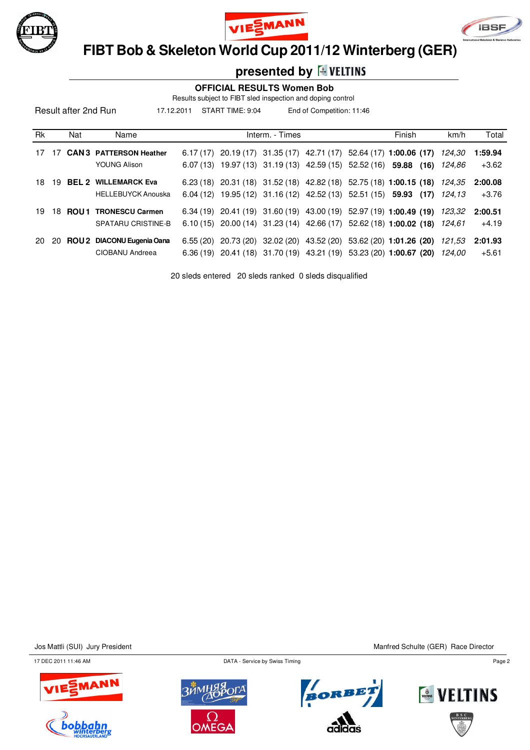# FIBT Bob & Skeleton World Cup 2011/12 Winterberg (GER)

## presented by VELTINS

### OFFICIAL RESULTS Women Bob

Results subject to FIBT sled inspection and doping control

Result after 2nd Run    17.12.2011    START TIME: 9:04    End of Competition: 11:46

| Rk | | Nat | Name | Interm. - Times | | | | | Finish | km/h | Total |
|---|---|---|---|---|---|---|---|---|---|---|---|
| 17 | 17 | **CAN 3** | **PATTERSON Heather** | 6.17 (17) | 20.19 (17) | 31.35 (17) | 42.71 (17) | 52.64 (17) | **1:00.06 (17)** | *124,30* | **1:59.94** |
| | | | YOUNG Alison | 6.07 (13) | 19.97 (13) | 31.19 (13) | 42.59 (15) | 52.52 (16) | **59.88 (16)** | *124,86* | +3.62 |
| 18 | 19 | **BEL 2** | **WILLEMARCK Eva** | 6.23 (18) | 20.31 (18) | 31.52 (18) | 42.82 (18) | 52.75 (18) | **1:00.15 (18)** | *124,35* | **2:00.08** |
| | | | HELLEBUYCK Anouska | 6.04 (12) | 19.95 (12) | 31.16 (12) | 42.52 (13) | 52.51 (15) | **59.93 (17)** | *124,13* | +3.76 |
| 19 | 18 | **ROU 1** | **TRONESCU Carmen** | 6.34 (19) | 20.41 (19) | 31.60 (19) | 43.00 (19) | 52.97 (19) | **1:00.49 (19)** | *123,32* | **2:00.51** |
| | | | SPATARU CRISTINE-B | 6.10 (15) | 20.00 (14) | 31.23 (14) | 42.66 (17) | 52.62 (18) | **1:00.02 (18)** | *124,61* | +4.19 |
| 20 | 20 | **ROU 2** | **DIACONU Eugenia Oana** | 6.55 (20) | 20.73 (20) | 32.02 (20) | 43.52 (20) | 53.62 (20) | **1:01.26 (20)** | *121,53* | **2:01.93** |
| | | | CIOBANU Andreea | 6.36 (19) | 20.41 (18) | 31.70 (19) | 43.21 (19) | 53.23 (20) | **1:00.67 (20)** | *124,00* | +5.61 |

20 sleds entered   20 sleds ranked   0 sleds disqualified

Jos Mattli (SUI) Jury President    Manfred Schulte (GER) Race Director

17 DEC 2011 11:46 AM    DATA - Service by Swiss Timing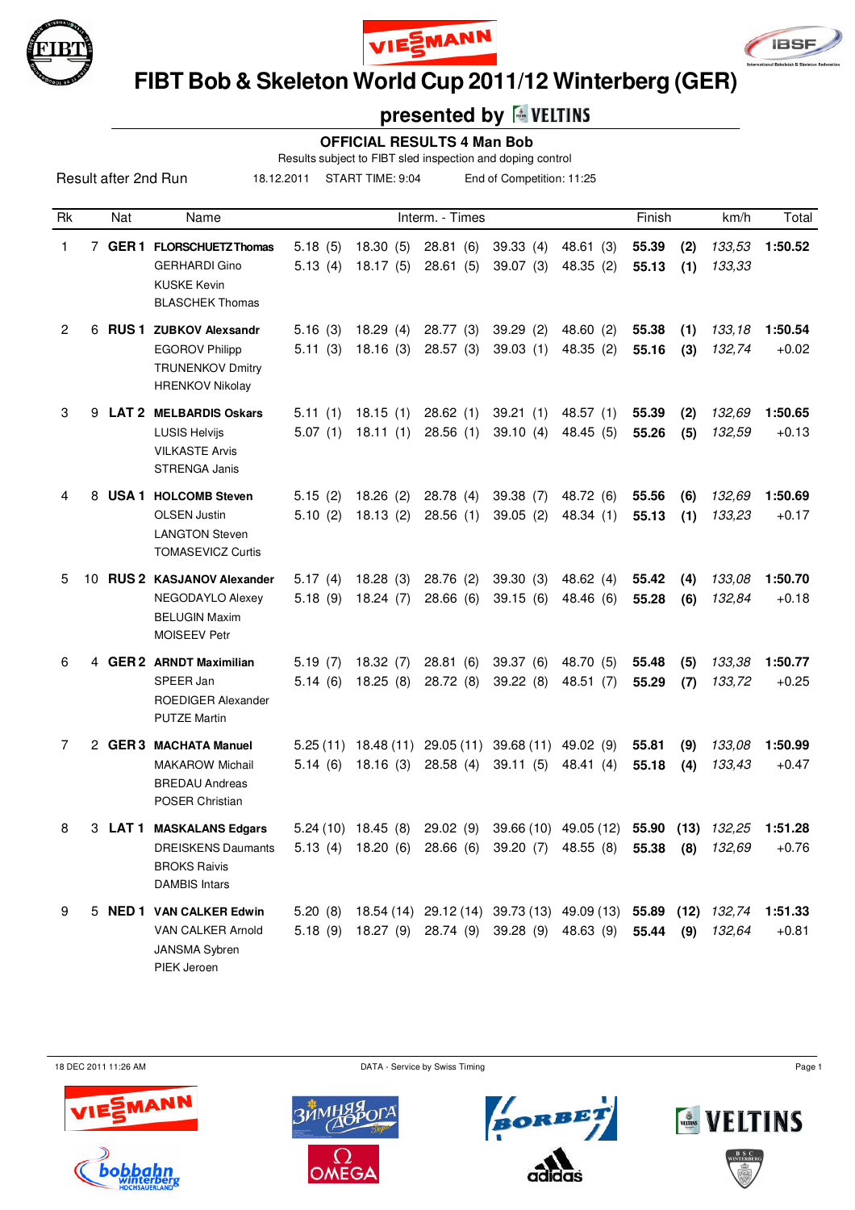# FIBT Bob & Skeleton World Cup 2011/12 Winterberg (GER)

## presented by VELTINS

### OFFICIAL RESULTS 4 Man Bob

Results subject to FIBT sled inspection and doping control

Result after 2nd Run | 18.12.2011 | START TIME: 9:04 | End of Competition: 11:25

| Rk | | Nat | Name | Interm. - Times | | | | | Finish | | km/h | Total |
|---|---|---|---|---|---|---|---|---|---|---|---|---|
| 1 | 7 | GER 1 | **FLORSCHUETZ Thomas** | 5.18 (5) | 18.30 (5) | 28.81 (6) | 39.33 (4) | 48.61 (3) | **55.39** | **(2)** | *133,53* | **1:50.52** |
| | | | GERHARDI Gino | 5.13 (4) | 18.17 (5) | 28.61 (5) | 39.07 (3) | 48.35 (2) | **55.13** | **(1)** | *133,33* | |
| | | | KUSKE Kevin | | | | | | | | | |
| | | | BLASCHEK Thomas | | | | | | | | | |
| 2 | 6 | RUS 1 | **ZUBKOV Alexsandr** | 5.16 (3) | 18.29 (4) | 28.77 (3) | 39.29 (2) | 48.60 (2) | **55.38** | **(1)** | *133,18* | **1:50.54** |
| | | | EGOROV Philipp | 5.11 (3) | 18.16 (3) | 28.57 (3) | 39.03 (1) | 48.35 (2) | **55.16** | **(3)** | *132,74* | +0.02 |
| | | | TRUNENKOV Dmitry | | | | | | | | | |
| | | | HRENKOV Nikolay | | | | | | | | | |
| 3 | 9 | LAT 2 | **MELBARDIS Oskars** | 5.11 (1) | 18.15 (1) | 28.62 (1) | 39.21 (1) | 48.57 (1) | **55.39** | **(2)** | *132,69* | **1:50.65** |
| | | | LUSIS Helvijs | 5.07 (1) | 18.11 (1) | 28.56 (1) | 39.10 (4) | 48.45 (5) | **55.26** | **(5)** | *132,59* | +0.13 |
| | | | VILKASTE Arvis | | | | | | | | | |
| | | | STRENGA Janis | | | | | | | | | |
| 4 | 8 | USA 1 | **HOLCOMB Steven** | 5.15 (2) | 18.26 (2) | 28.78 (4) | 39.38 (7) | 48.72 (6) | **55.56** | **(6)** | *132,69* | **1:50.69** |
| | | | OLSEN Justin | 5.10 (2) | 18.13 (2) | 28.56 (1) | 39.05 (2) | 48.34 (1) | **55.13** | **(1)** | *133,23* | +0.17 |
| | | | LANGTON Steven | | | | | | | | | |
| | | | TOMASEVICZ Curtis | | | | | | | | | |
| 5 | 10 | RUS 2 | **KASJANOV Alexander** | 5.17 (4) | 18.28 (3) | 28.76 (2) | 39.30 (3) | 48.62 (4) | **55.42** | **(4)** | *133,08* | **1:50.70** |
| | | | NEGODAYLO Alexey | 5.18 (9) | 18.24 (7) | 28.66 (6) | 39.15 (6) | 48.46 (6) | **55.28** | **(6)** | *132,84* | +0.18 |
| | | | BELUGIN Maxim | | | | | | | | | |
| | | | MOISEEV Petr | | | | | | | | | |
| 6 | 4 | GER 2 | **ARNDT Maximilian** | 5.19 (7) | 18.32 (7) | 28.81 (6) | 39.37 (6) | 48.70 (5) | **55.48** | **(5)** | *133,38* | **1:50.77** |
| | | | SPEER Jan | 5.14 (6) | 18.25 (8) | 28.72 (8) | 39.22 (8) | 48.51 (7) | **55.29** | **(7)** | *133,72* | +0.25 |
| | | | ROEDIGER Alexander | | | | | | | | | |
| | | | PUTZE Martin | | | | | | | | | |
| 7 | 2 | GER 3 | **MACHATA Manuel** | 5.25 (11) | 18.48 (11) | 29.05 (11) | 39.68 (11) | 49.02 (9) | **55.81** | **(9)** | *133,08* | **1:50.99** |
| | | | MAKAROW Michail | 5.14 (6) | 18.16 (3) | 28.58 (4) | 39.11 (5) | 48.41 (4) | **55.18** | **(4)** | *133,43* | +0.47 |
| | | | BREDAU Andreas | | | | | | | | | |
| | | | POSER Christian | | | | | | | | | |
| 8 | 3 | LAT 1 | **MASKALANS Edgars** | 5.24 (10) | 18.45 (8) | 29.02 (9) | 39.66 (10) | 49.05 (12) | **55.90** | **(13)** | *132,25* | **1:51.28** |
| | | | DREISKENS Daumants | 5.13 (4) | 18.20 (6) | 28.66 (6) | 39.20 (7) | 48.55 (8) | **55.38** | **(8)** | *132,69* | +0.76 |
| | | | BROKS Raivis | | | | | | | | | |
| | | | DAMBIS Intars | | | | | | | | | |
| 9 | 5 | NED 1 | **VAN CALKER Edwin** | 5.20 (8) | 18.54 (14) | 29.12 (14) | 39.73 (13) | 49.09 (13) | **55.89** | **(12)** | *132,74* | **1:51.33** |
| | | | VAN CALKER Arnold | 5.18 (9) | 18.27 (9) | 28.74 (9) | 39.28 (9) | 48.63 (9) | **55.44** | **(9)** | *132,64* | +0.81 |
| | | | JANSMA Sybren | | | | | | | | | |
| | | | PIEK Jeroen | | | | | | | | | |

18 DEC 2011 11:26 AM — DATA - Service by Swiss Timing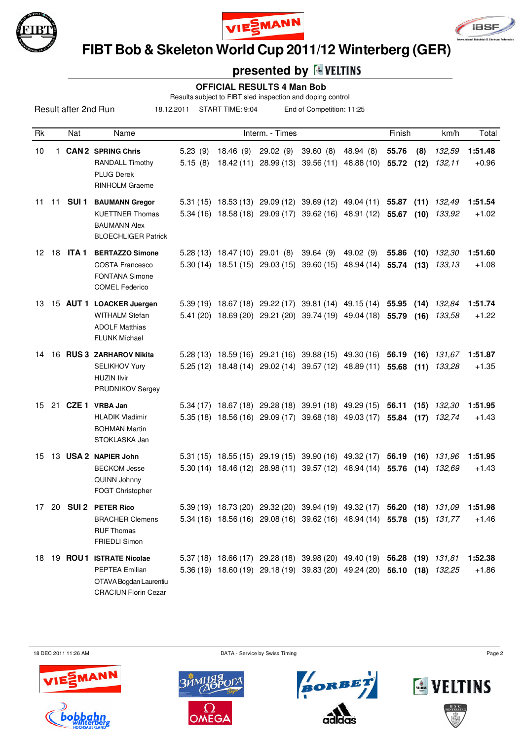# FIBT Bob & Skeleton World Cup 2011/12 Winterberg (GER)

## presented by VELTINS

### OFFICIAL RESULTS 4 Man Bob

Results subject to FIBT sled inspection and doping control

Result after 2nd Run — 18.12.2011 — START TIME: 9:04 — End of Competition: 11:25

| Rk | | Nat | Name | Interm. - Times | | | | | Finish | | km/h | Total |
|---|---|---|---|---|---|---|---|---|---|---|---|---|
| 10 | 1 | CAN 2 | **SPRING Chris** | 5.23 (9) | 18.46 (9) | 29.02 (9) | 39.60 (8) | 48.94 (8) | **55.76** | **(8)** | *132,59* | **1:51.48** |
| | | | RANDALL Timothy | 5.15 (8) | 18.42 (11) | 28.99 (13) | 39.56 (11) | 48.88 (10) | **55.72** | **(12)** | *132,11* | +0.96 |
| | | | PLUG Derek | | | | | | | | | |
| | | | RINHOLM Graeme | | | | | | | | | |
| 11 | 11 | SUI 1 | **BAUMANN Gregor** | 5.31 (15) | 18.53 (13) | 29.09 (12) | 39.69 (12) | 49.04 (11) | **55.87** | **(11)** | *132,49* | **1:51.54** |
| | | | KUETTNER Thomas | 5.34 (16) | 18.58 (18) | 29.09 (17) | 39.62 (16) | 48.91 (12) | **55.67** | **(10)** | *133,92* | +1.02 |
| | | | BAUMANN Alex | | | | | | | | | |
| | | | BLOECHLIGER Patrick | | | | | | | | | |
| 12 | 18 | ITA 1 | **BERTAZZO Simone** | 5.28 (13) | 18.47 (10) | 29.01 (8) | 39.64 (9) | 49.02 (9) | **55.86** | **(10)** | *132,30* | **1:51.60** |
| | | | COSTA Francesco | 5.30 (14) | 18.51 (15) | 29.03 (15) | 39.60 (15) | 48.94 (14) | **55.74** | **(13)** | *133,13* | +1.08 |
| | | | FONTANA Simone | | | | | | | | | |
| | | | COMEL Federico | | | | | | | | | |
| 13 | 15 | AUT 1 | **LOACKER Juergen** | 5.39 (19) | 18.67 (18) | 29.22 (17) | 39.81 (14) | 49.15 (14) | **55.95** | **(14)** | *132,84* | **1:51.74** |
| | | | WITHALM Stefan | 5.41 (20) | 18.69 (20) | 29.21 (20) | 39.74 (19) | 49.04 (18) | **55.79** | **(16)** | *133,58* | +1.22 |
| | | | ADOLF Matthias | | | | | | | | | |
| | | | FLUNK Michael | | | | | | | | | |
| 14 | 16 | RUS 3 | **ZARHAROV Nikita** | 5.28 (13) | 18.59 (16) | 29.21 (16) | 39.88 (15) | 49.30 (16) | **56.19** | **(16)** | *131,67* | **1:51.87** |
| | | | SELIKHOV Yury | 5.25 (12) | 18.48 (14) | 29.02 (14) | 39.57 (12) | 48.89 (11) | **55.68** | **(11)** | *133,28* | +1.35 |
| | | | HUZIN Ilvir | | | | | | | | | |
| | | | PRUDNIKOV Sergey | | | | | | | | | |
| 15 | 21 | CZE 1 | **VRBA Jan** | 5.34 (17) | 18.67 (18) | 29.28 (18) | 39.91 (18) | 49.29 (15) | **56.11** | **(15)** | *132,30* | **1:51.95** |
| | | | HLADIK Vladimir | 5.35 (18) | 18.56 (16) | 29.09 (17) | 39.68 (18) | 49.03 (17) | **55.84** | **(17)** | *132,74* | +1.43 |
| | | | BOHMAN Martin | | | | | | | | | |
| | | | STOKLASKA Jan | | | | | | | | | |
| 15 | 13 | USA 2 | **NAPIER John** | 5.31 (15) | 18.55 (15) | 29.19 (15) | 39.90 (16) | 49.32 (17) | **56.19** | **(16)** | *131,96* | **1:51.95** |
| | | | BECKOM Jesse | 5.30 (14) | 18.46 (12) | 28.98 (11) | 39.57 (12) | 48.94 (14) | **55.76** | **(14)** | *132,69* | +1.43 |
| | | | QUINN Johnny | | | | | | | | | |
| | | | FOGT Christopher | | | | | | | | | |
| 17 | 20 | SUI 2 | **PETER Rico** | 5.39 (19) | 18.73 (20) | 29.32 (20) | 39.94 (19) | 49.32 (17) | **56.20** | **(18)** | *131,09* | **1:51.98** |
| | | | BRACHER Clemens | 5.34 (16) | 18.56 (16) | 29.08 (16) | 39.62 (16) | 48.94 (14) | **55.78** | **(15)** | *131,77* | +1.46 |
| | | | RUF Thomas | | | | | | | | | |
| | | | FRIEDLI Simon | | | | | | | | | |
| 18 | 19 | ROU 1 | **ISTRATE Nicolae** | 5.37 (18) | 18.66 (17) | 29.28 (18) | 39.98 (20) | 49.40 (19) | **56.28** | **(19)** | *131,81* | **1:52.38** |
| | | | PEPTEA Emilian | 5.36 (19) | 18.60 (19) | 29.18 (19) | 39.83 (20) | 49.24 (20) | **56.10** | **(18)** | *132,25* | +1.86 |
| | | | OTAVA Bogdan Laurentiu | | | | | | | | | |
| | | | CRACIUN Florin Cezar | | | | | | | | | |

18 DEC 2011 11:26 AM — DATA - Service by Swiss Timing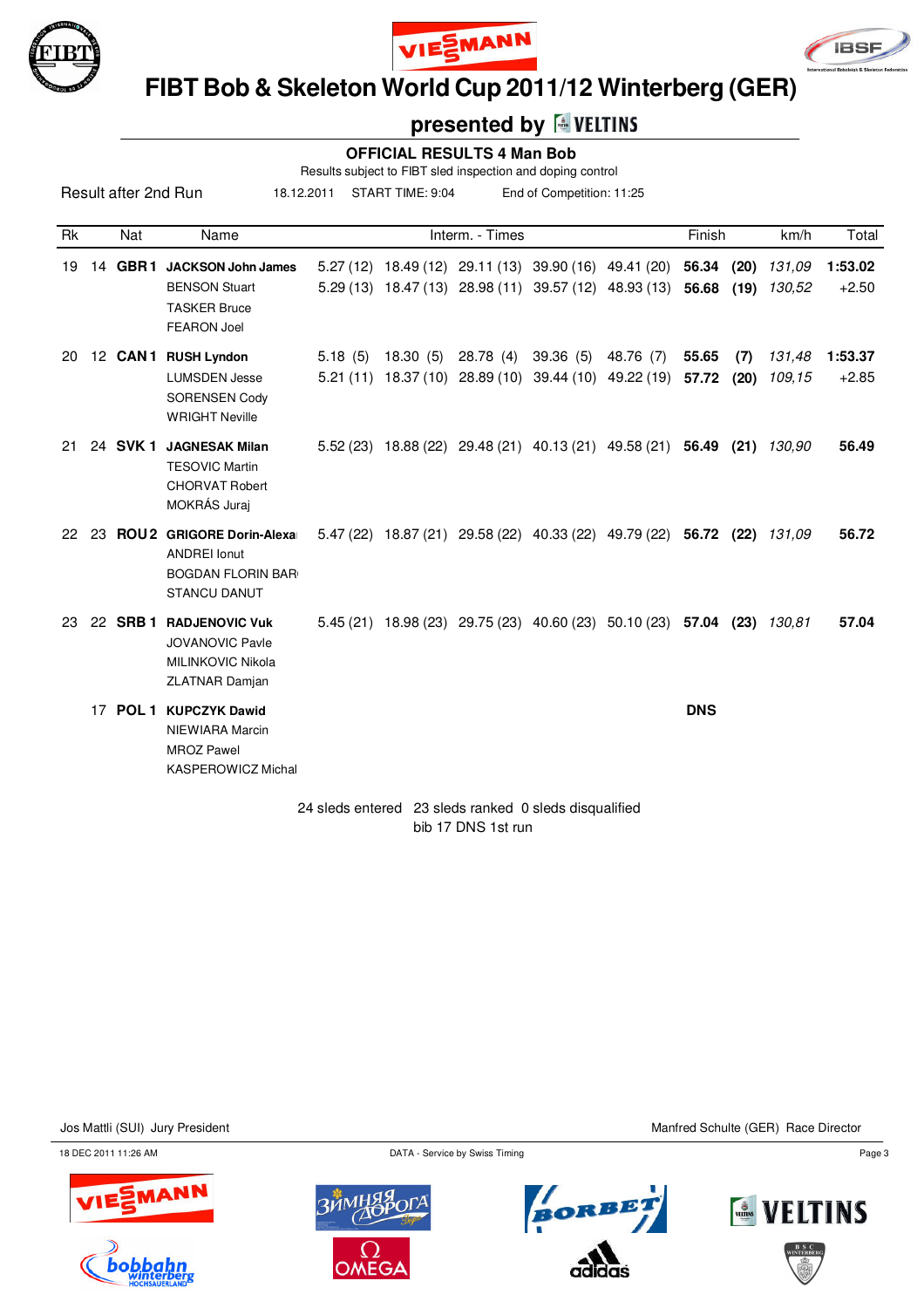# FIBT Bob & Skeleton World Cup 2011/12 Winterberg (GER)

## presented by VELTINS

### OFFICIAL RESULTS 4 Man Bob

Results subject to FIBT sled inspection and doping control

Result after 2nd Run 18.12.2011 START TIME: 9:04 End of Competition: 11:25

| Rk | | Nat | Name | Interm. - Times | | | | | Finish | | km/h | Total |
|---|---|---|---|---|---|---|---|---|---|---|---|---|
| 19 | 14 | GBR 1 | **JACKSON John James** | 5.27 (12) | 18.49 (12) | 29.11 (13) | 39.90 (16) | 49.41 (20) | **56.34** | **(20)** | *131,09* | **1:53.02** |
| | | | BENSON Stuart | 5.29 (13) | 18.47 (13) | 28.98 (11) | 39.57 (12) | 48.93 (13) | **56.68** | **(19)** | *130,52* | +2.50 |
| | | | TASKER Bruce | | | | | | | | | |
| | | | FEARON Joel | | | | | | | | | |
| 20 | 12 | CAN 1 | **RUSH Lyndon** | 5.18 (5) | 18.30 (5) | 28.78 (4) | 39.36 (5) | 48.76 (7) | **55.65** | **(7)** | *131,48* | **1:53.37** |
| | | | LUMSDEN Jesse | 5.21 (11) | 18.37 (10) | 28.89 (10) | 39.44 (10) | 49.22 (19) | **57.72** | **(20)** | *109,15* | +2.85 |
| | | | SORENSEN Cody | | | | | | | | | |
| | | | WRIGHT Neville | | | | | | | | | |
| 21 | 24 | SVK 1 | **JAGNESAK Milan** | 5.52 (23) | 18.88 (22) | 29.48 (21) | 40.13 (21) | 49.58 (21) | **56.49** | **(21)** | *130,90* | **56.49** |
| | | | TESOVIC Martin | | | | | | | | | |
| | | | CHORVAT Robert | | | | | | | | | |
| | | | MOKRÁS Juraj | | | | | | | | | |
| 22 | 23 | ROU 2 | **GRIGORE Dorin-Alexa** | 5.47 (22) | 18.87 (21) | 29.58 (22) | 40.33 (22) | 49.79 (22) | **56.72** | **(22)** | *131,09* | **56.72** |
| | | | ANDREI Ionut | | | | | | | | | |
| | | | BOGDAN FLORIN BAR | | | | | | | | | |
| | | | STANCU DANUT | | | | | | | | | |
| 23 | 22 | SRB 1 | **RADJENOVIC Vuk** | 5.45 (21) | 18.98 (23) | 29.75 (23) | 40.60 (23) | 50.10 (23) | **57.04** | **(23)** | *130,81* | **57.04** |
| | | | JOVANOVIC Pavle | | | | | | | | | |
| | | | MILINKOVIC Nikola | | | | | | | | | |
| | | | ZLATNAR Damjan | | | | | | | | | |
| | 17 | POL 1 | **KUPCZYK Dawid** | | | | | | **DNS** | | | |
| | | | NIEWIARA Marcin | | | | | | | | | |
| | | | MROZ Pawel | | | | | | | | | |
| | | | KASPEROWICZ Michal | | | | | | | | | |

24 sleds entered 23 sleds ranked 0 sleds disqualified

bib 17 DNS 1st run

Jos Mattli (SUI) Jury President

Manfred Schulte (GER) Race Director

18 DEC 2011 11:26 AM

DATA - Service by Swiss Timing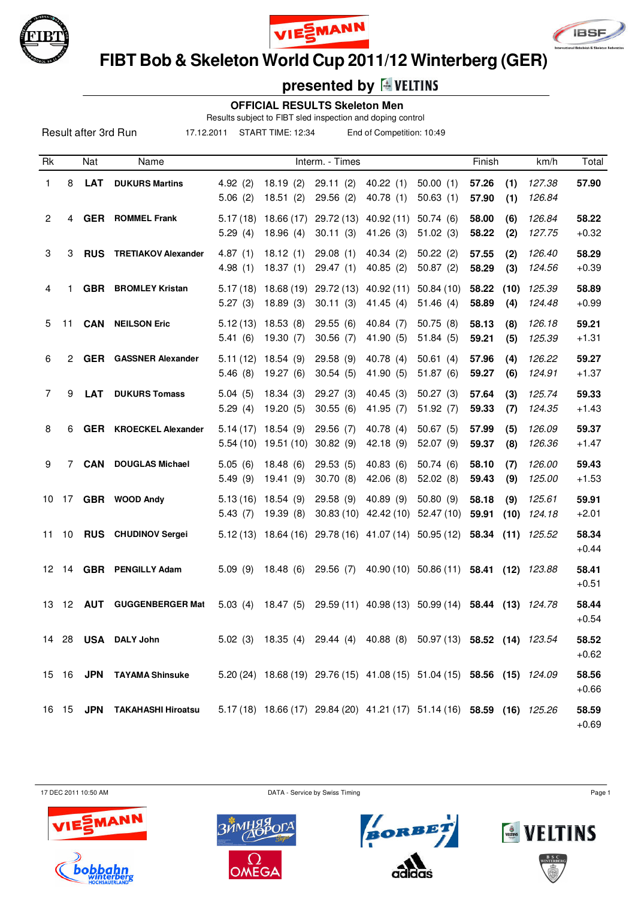# FIBT Bob & Skeleton World Cup 2011/12 Winterberg (GER)

## presented by VELTINS

### OFFICIAL RESULTS Skeleton Men

Results subject to FIBT sled inspection and doping control

Result after 3rd Run    17.12.2011    START TIME: 12:34    End of Competition: 10:49

| Rk | | Nat | Name | Interm. - Times | | | | | Finish | | km/h | Total |
|---|---|---|---|---|---|---|---|---|---|---|---|---|
| 1 | 8 | **LAT** | **DUKURS Martins** | 4.92 (2) | 18.19 (2) | 29.11 (2) | 40.22 (1) | 50.00 (1) | **57.26** | **(1)** | *127.38* | **57.90** |
| | | | | 5.06 (2) | 18.51 (2) | 29.56 (2) | 40.78 (1) | 50.63 (1) | **57.90** | **(1)** | *126.84* | |
| 2 | 4 | **GER** | **ROMMEL Frank** | 5.17 (18) | 18.66 (17) | 29.72 (13) | 40.92 (11) | 50.74 (6) | **58.00** | **(6)** | *126.84* | **58.22** |
| | | | | 5.29 (4) | 18.96 (4) | 30.11 (3) | 41.26 (3) | 51.02 (3) | **58.22** | **(2)** | *127.75* | +0.32 |
| 3 | 3 | **RUS** | **TRETIAKOV Alexander** | 4.87 (1) | 18.12 (1) | 29.08 (1) | 40.34 (2) | 50.22 (2) | **57.55** | **(2)** | *126.40* | **58.29** |
| | | | | 4.98 (1) | 18.37 (1) | 29.47 (1) | 40.85 (2) | 50.87 (2) | **58.29** | **(3)** | *124.56* | +0.39 |
| 4 | 1 | **GBR** | **BROMLEY Kristan** | 5.17 (18) | 18.68 (19) | 29.72 (13) | 40.92 (11) | 50.84 (10) | **58.22** | **(10)** | *125.39* | **58.89** |
| | | | | 5.27 (3) | 18.89 (3) | 30.11 (3) | 41.45 (4) | 51.46 (4) | **58.89** | **(4)** | *124.48* | +0.99 |
| 5 | 11 | **CAN** | **NEILSON Eric** | 5.12 (13) | 18.53 (8) | 29.55 (6) | 40.84 (7) | 50.75 (8) | **58.13** | **(8)** | *126.18* | **59.21** |
| | | | | 5.41 (6) | 19.30 (7) | 30.56 (7) | 41.90 (5) | 51.84 (5) | **59.21** | **(5)** | *125.39* | +1.31 |
| 6 | 2 | **GER** | **GASSNER Alexander** | 5.11 (12) | 18.54 (9) | 29.58 (9) | 40.78 (4) | 50.61 (4) | **57.96** | **(4)** | *126.22* | **59.27** |
| | | | | 5.46 (8) | 19.27 (6) | 30.54 (5) | 41.90 (5) | 51.87 (6) | **59.27** | **(6)** | *124.91* | +1.37 |
| 7 | 9 | **LAT** | **DUKURS Tomass** | 5.04 (5) | 18.34 (3) | 29.27 (3) | 40.45 (3) | 50.27 (3) | **57.64** | **(3)** | *125.74* | **59.33** |
| | | | | 5.29 (4) | 19.20 (5) | 30.55 (6) | 41.95 (7) | 51.92 (7) | **59.33** | **(7)** | *124.35* | +1.43 |
| 8 | 6 | **GER** | **KROECKEL Alexander** | 5.14 (17) | 18.54 (9) | 29.56 (7) | 40.78 (4) | 50.67 (5) | **57.99** | **(5)** | *126.09* | **59.37** |
| | | | | 5.54 (10) | 19.51 (10) | 30.82 (9) | 42.18 (9) | 52.07 (9) | **59.37** | **(8)** | *126.36* | +1.47 |
| 9 | 7 | **CAN** | **DOUGLAS Michael** | 5.05 (6) | 18.48 (6) | 29.53 (5) | 40.83 (6) | 50.74 (6) | **58.10** | **(7)** | *126.00* | **59.43** |
| | | | | 5.49 (9) | 19.41 (9) | 30.70 (8) | 42.06 (8) | 52.02 (8) | **59.43** | **(9)** | *125.00* | +1.53 |
| 10 | 17 | **GBR** | **WOOD Andy** | 5.13 (16) | 18.54 (9) | 29.58 (9) | 40.89 (9) | 50.80 (9) | **58.18** | **(9)** | *125.61* | **59.91** |
| | | | | 5.43 (7) | 19.39 (8) | 30.83 (10) | 42.42 (10) | 52.47 (10) | **59.91** | **(10)** | *124.18* | +2.01 |
| 11 | 10 | **RUS** | **CHUDINOV Sergei** | 5.12 (13) | 18.64 (16) | 29.78 (16) | 41.07 (14) | 50.95 (12) | **58.34** | **(11)** | *125.52* | **58.34** |
| | | | | | | | | | | | | +0.44 |
| 12 | 14 | **GBR** | **PENGILLY Adam** | 5.09 (9) | 18.48 (6) | 29.56 (7) | 40.90 (10) | 50.86 (11) | **58.41** | **(12)** | *123.88* | **58.41** |
| | | | | | | | | | | | | +0.51 |
| 13 | 12 | **AUT** | **GUGGENBERGER Mat** | 5.03 (4) | 18.47 (5) | 29.59 (11) | 40.98 (13) | 50.99 (14) | **58.44** | **(13)** | *124.78* | **58.44** |
| | | | | | | | | | | | | +0.54 |
| 14 | 28 | **USA** | **DALY John** | 5.02 (3) | 18.35 (4) | 29.44 (4) | 40.88 (8) | 50.97 (13) | **58.52** | **(14)** | *123.54* | **58.52** |
| | | | | | | | | | | | | +0.62 |
| 15 | 16 | **JPN** | **TAYAMA Shinsuke** | 5.20 (24) | 18.68 (19) | 29.76 (15) | 41.08 (15) | 51.04 (15) | **58.56** | **(15)** | *124.09* | **58.56** |
| | | | | | | | | | | | | +0.66 |
| 16 | 15 | **JPN** | **TAKAHASHI Hiroatsu** | 5.17 (18) | 18.66 (17) | 29.84 (20) | 41.21 (17) | 51.14 (16) | **58.59** | **(16)** | *125.26* | **58.59** |
| | | | | | | | | | | | | +0.69 |

17 DEC 2011 10:50 AM    DATA - Service by Swiss Timing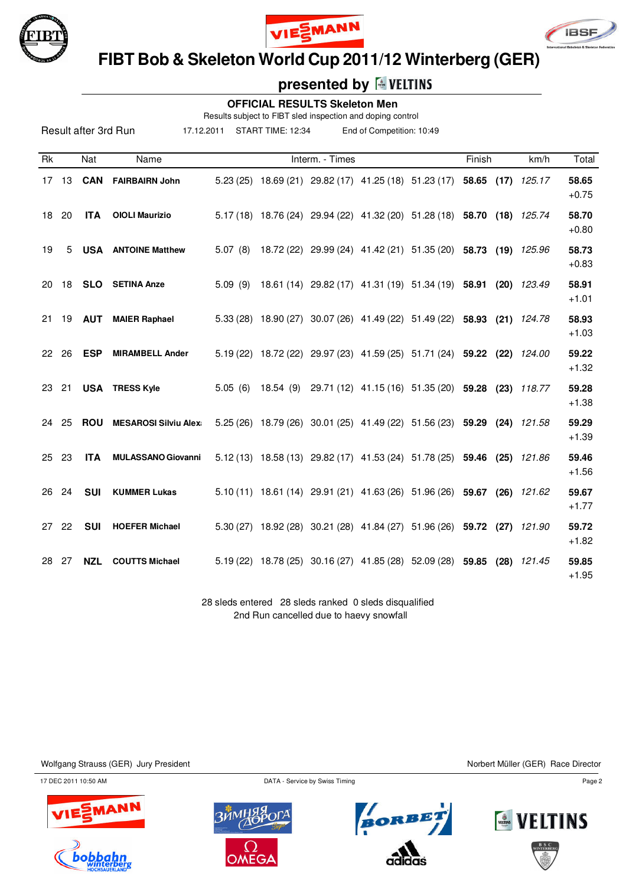# FIBT Bob & Skeleton World Cup 2011/12 Winterberg (GER)

## presented by VELTINS

### OFFICIAL RESULTS Skeleton Men

Results subject to FIBT sled inspection and doping control

Result after 3rd Run | 17.12.2011 | START TIME: 12:34 | End of Competition: 10:49

| Rk | | Nat | Name | Interm. - Times | | | | | Finish | | km/h | Total |
|---|---|---|---|---|---|---|---|---|---|---|---|---|
| 17 | 13 | **CAN** | **FAIRBAIRN John** | 5.23 (25) | 18.69 (21) | 29.82 (17) | 41.25 (18) | 51.23 (17) | **58.65** | **(17)** | *125.17* | **58.65** +0.75 |
| 18 | 20 | **ITA** | **OIOLI Maurizio** | 5.17 (18) | 18.76 (24) | 29.94 (22) | 41.32 (20) | 51.28 (18) | **58.70** | **(18)** | *125.74* | **58.70** +0.80 |
| 19 | 5 | **USA** | **ANTOINE Matthew** | 5.07 (8) | 18.72 (22) | 29.99 (24) | 41.42 (21) | 51.35 (20) | **58.73** | **(19)** | *125.96* | **58.73** +0.83 |
| 20 | 18 | **SLO** | **SETINA Anze** | 5.09 (9) | 18.61 (14) | 29.82 (17) | 41.31 (19) | 51.34 (19) | **58.91** | **(20)** | *123.49* | **58.91** +1.01 |
| 21 | 19 | **AUT** | **MAIER Raphael** | 5.33 (28) | 18.90 (27) | 30.07 (26) | 41.49 (22) | 51.49 (22) | **58.93** | **(21)** | *124.78* | **58.93** +1.03 |
| 22 | 26 | **ESP** | **MIRAMBELL Ander** | 5.19 (22) | 18.72 (22) | 29.97 (23) | 41.59 (25) | 51.71 (24) | **59.22** | **(22)** | *124.00* | **59.22** +1.32 |
| 23 | 21 | **USA** | **TRESS Kyle** | 5.05 (6) | 18.54 (9) | 29.71 (12) | 41.15 (16) | 51.35 (20) | **59.28** | **(23)** | *118.77* | **59.28** +1.38 |
| 24 | 25 | **ROU** | **MESAROSI Silviu Alex** | 5.25 (26) | 18.79 (26) | 30.01 (25) | 41.49 (22) | 51.56 (23) | **59.29** | **(24)** | *121.58* | **59.29** +1.39 |
| 25 | 23 | **ITA** | **MULASSANO Giovanni** | 5.12 (13) | 18.58 (13) | 29.82 (17) | 41.53 (24) | 51.78 (25) | **59.46** | **(25)** | *121.86* | **59.46** +1.56 |
| 26 | 24 | **SUI** | **KUMMER Lukas** | 5.10 (11) | 18.61 (14) | 29.91 (21) | 41.63 (26) | 51.96 (26) | **59.67** | **(26)** | *121.62* | **59.67** +1.77 |
| 27 | 22 | **SUI** | **HOEFER Michael** | 5.30 (27) | 18.92 (28) | 30.21 (28) | 41.84 (27) | 51.96 (26) | **59.72** | **(27)** | *121.90* | **59.72** +1.82 |
| 28 | 27 | **NZL** | **COUTTS Michael** | 5.19 (22) | 18.78 (25) | 30.16 (27) | 41.85 (28) | 52.09 (28) | **59.85** | **(28)** | *121.45* | **59.85** +1.95 |

28 sleds entered 28 sleds ranked 0 sleds disqualified

2nd Run cancelled due to haevy snowfall

Wolfgang Strauss (GER) Jury President

Norbert Müller (GER) Race Director

17 DEC 2011 10:50 AM

DATA - Service by Swiss Timing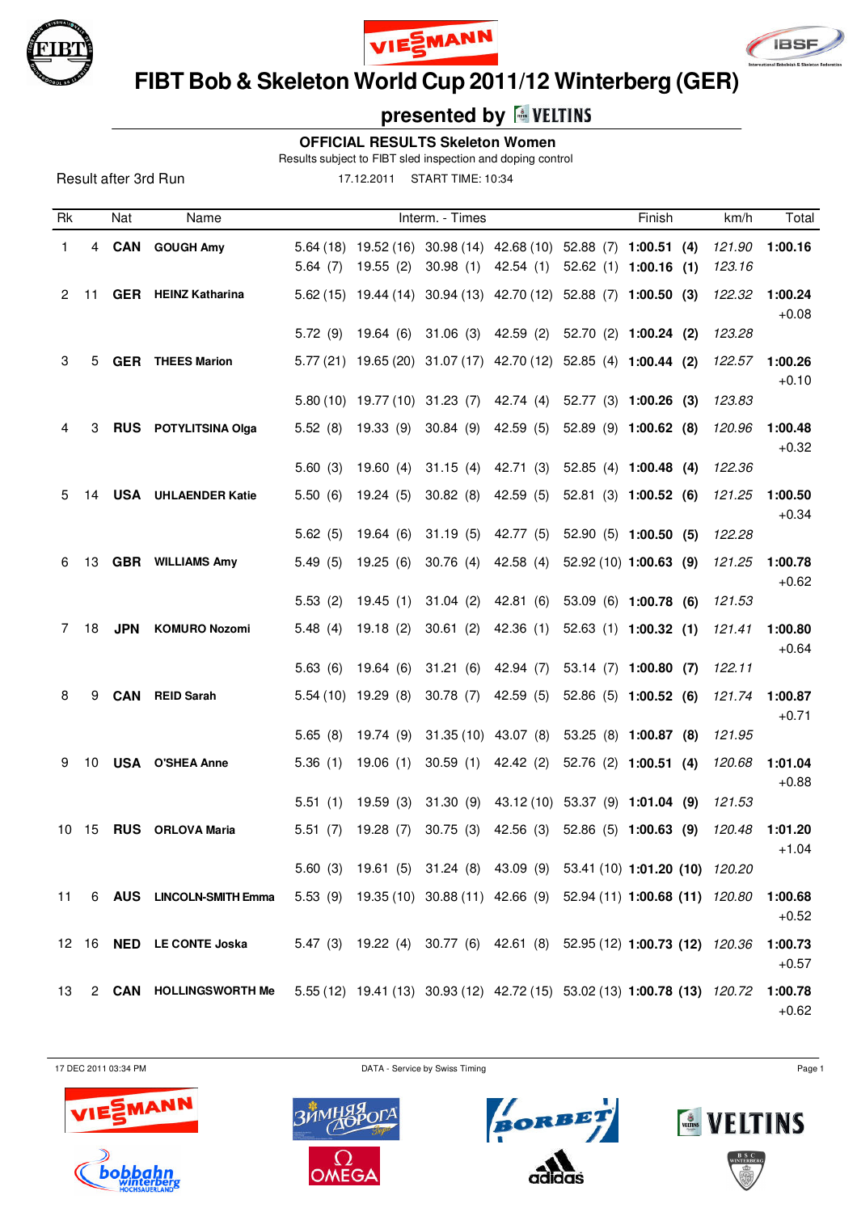# FIBT Bob & Skeleton World Cup 2011/12 Winterberg (GER)

## presented by VELTINS

### OFFICIAL RESULTS Skeleton Women

Results subject to FIBT sled inspection and doping control

Result after 3rd Run — 17.12.2011 — START TIME: 10:34

| Rk | | Nat | Name | Interm. - Times | | | | | Finish | km/h | Total |
|---|---|---|---|---|---|---|---|---|---|---|---|
| 1 | 4 | **CAN** | **GOUGH Amy** | 5.64 (18) | 19.52 (16) | 30.98 (14) | 42.68 (10) | 52.88 (7) | **1:00.51 (4)** | *121.90* | **1:00.16** |
| | | | | 5.64 (7) | 19.55 (2) | 30.98 (1) | 42.54 (1) | 52.62 (1) | **1:00.16 (1)** | *123.16* | |
| 2 | 11 | **GER** | **HEINZ Katharina** | 5.62 (15) | 19.44 (14) | 30.94 (13) | 42.70 (12) | 52.88 (7) | **1:00.50 (3)** | *122.32* | **1:00.24** +0.08 |
| | | | | 5.72 (9) | 19.64 (6) | 31.06 (3) | 42.59 (2) | 52.70 (2) | **1:00.24 (2)** | *123.28* | |
| 3 | 5 | **GER** | **THEES Marion** | 5.77 (21) | 19.65 (20) | 31.07 (17) | 42.70 (12) | 52.85 (4) | **1:00.44 (2)** | *122.57* | **1:00.26** +0.10 |
| | | | | 5.80 (10) | 19.77 (10) | 31.23 (7) | 42.74 (4) | 52.77 (3) | **1:00.26 (3)** | *123.83* | |
| 4 | 3 | **RUS** | **POTYLITSINA Olga** | 5.52 (8) | 19.33 (9) | 30.84 (9) | 42.59 (5) | 52.89 (9) | **1:00.62 (8)** | *120.96* | **1:00.48** +0.32 |
| | | | | 5.60 (3) | 19.60 (4) | 31.15 (4) | 42.71 (3) | 52.85 (4) | **1:00.48 (4)** | *122.36* | |
| 5 | 14 | **USA** | **UHLAENDER Katie** | 5.50 (6) | 19.24 (5) | 30.82 (8) | 42.59 (5) | 52.81 (3) | **1:00.52 (6)** | *121.25* | **1:00.50** +0.34 |
| | | | | 5.62 (5) | 19.64 (6) | 31.19 (5) | 42.77 (5) | 52.90 (5) | **1:00.50 (5)** | *122.28* | |
| 6 | 13 | **GBR** | **WILLIAMS Amy** | 5.49 (5) | 19.25 (6) | 30.76 (4) | 42.58 (4) | 52.92 (10) | **1:00.63 (9)** | *121.25* | **1:00.78** +0.62 |
| | | | | 5.53 (2) | 19.45 (1) | 31.04 (2) | 42.81 (6) | 53.09 (6) | **1:00.78 (6)** | *121.53* | |
| 7 | 18 | **JPN** | **KOMURO Nozomi** | 5.48 (4) | 19.18 (2) | 30.61 (2) | 42.36 (1) | 52.63 (1) | **1:00.32 (1)** | *121.41* | **1:00.80** +0.64 |
| | | | | 5.63 (6) | 19.64 (6) | 31.21 (6) | 42.94 (7) | 53.14 (7) | **1:00.80 (7)** | *122.11* | |
| 8 | 9 | **CAN** | **REID Sarah** | 5.54 (10) | 19.29 (8) | 30.78 (7) | 42.59 (5) | 52.86 (5) | **1:00.52 (6)** | *121.74* | **1:00.87** +0.71 |
| | | | | 5.65 (8) | 19.74 (9) | 31.35 (10) | 43.07 (8) | 53.25 (8) | **1:00.87 (8)** | *121.95* | |
| 9 | 10 | **USA** | **O'SHEA Anne** | 5.36 (1) | 19.06 (1) | 30.59 (1) | 42.42 (2) | 52.76 (2) | **1:00.51 (4)** | *120.68* | **1:01.04** +0.88 |
| | | | | 5.51 (1) | 19.59 (3) | 31.30 (9) | 43.12 (10) | 53.37 (9) | **1:01.04 (9)** | *121.53* | |
| 10 | 15 | **RUS** | **ORLOVA Maria** | 5.51 (7) | 19.28 (7) | 30.75 (3) | 42.56 (3) | 52.86 (5) | **1:00.63 (9)** | *120.48* | **1:01.20** +1.04 |
| | | | | 5.60 (3) | 19.61 (5) | 31.24 (8) | 43.09 (9) | 53.41 (10) | **1:01.20 (10)** | *120.20* | |
| 11 | 6 | **AUS** | **LINCOLN-SMITH Emma** | 5.53 (9) | 19.35 (10) | 30.88 (11) | 42.66 (9) | 52.94 (11) | **1:00.68 (11)** | *120.80* | **1:00.68** +0.52 |
| 12 | 16 | **NED** | **LE CONTE Joska** | 5.47 (3) | 19.22 (4) | 30.77 (6) | 42.61 (8) | 52.95 (12) | **1:00.73 (12)** | *120.36* | **1:00.73** +0.57 |
| 13 | 2 | **CAN** | **HOLLINGSWORTH Me** | 5.55 (12) | 19.41 (13) | 30.93 (12) | 42.72 (15) | 53.02 (13) | **1:00.78 (13)** | *120.72* | **1:00.78** +0.62 |

17 DEC 2011 03:34 PM — DATA - Service by Swiss Timing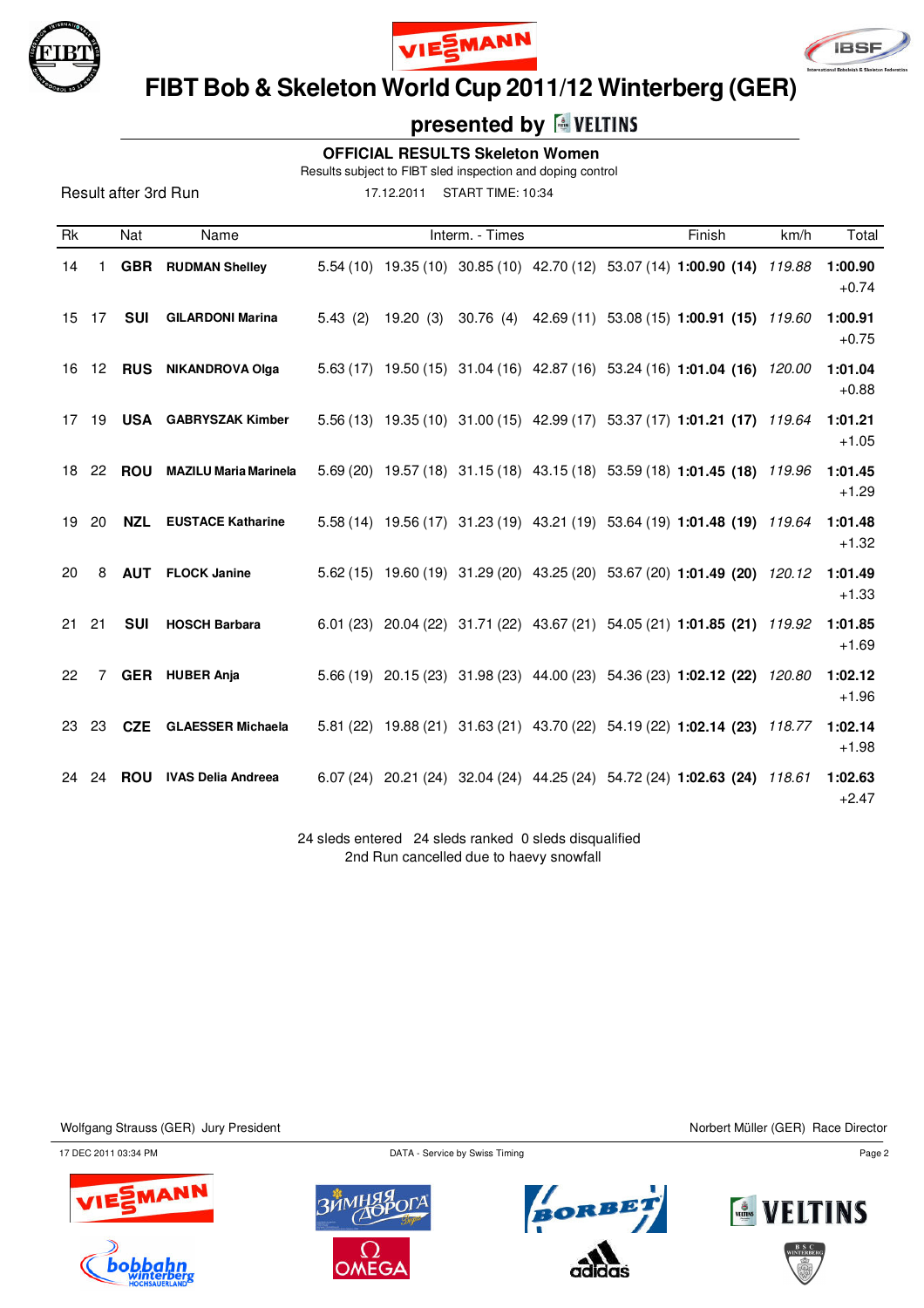# FIBT Bob & Skeleton World Cup 2011/12 Winterberg (GER)

## presented by VELTINS

### OFFICIAL RESULTS Skeleton Women

Results subject to FIBT sled inspection and doping control

Result after 3rd Run    17.12.2011    START TIME: 10:34

| Rk | | Nat | Name | Interm. - Times | | | | | Finish | km/h | Total |
|---|---|---|---|---|---|---|---|---|---|---|---|
| 14 | 1 | **GBR** | **RUDMAN Shelley** | 5.54 (10) | 19.35 (10) | 30.85 (10) | 42.70 (12) | 53.07 (14) | **1:00.90 (14)** | *119.88* | **1:00.90** +0.74 |
| 15 | 17 | **SUI** | **GILARDONI Marina** | 5.43 (2) | 19.20 (3) | 30.76 (4) | 42.69 (11) | 53.08 (15) | **1:00.91 (15)** | *119.60* | **1:00.91** +0.75 |
| 16 | 12 | **RUS** | **NIKANDROVA Olga** | 5.63 (17) | 19.50 (15) | 31.04 (16) | 42.87 (16) | 53.24 (16) | **1:01.04 (16)** | *120.00* | **1:01.04** +0.88 |
| 17 | 19 | **USA** | **GABRYSZAK Kimber** | 5.56 (13) | 19.35 (10) | 31.00 (15) | 42.99 (17) | 53.37 (17) | **1:01.21 (17)** | *119.64* | **1:01.21** +1.05 |
| 18 | 22 | **ROU** | **MAZILU Maria Marinela** | 5.69 (20) | 19.57 (18) | 31.15 (18) | 43.15 (18) | 53.59 (18) | **1:01.45 (18)** | *119.96* | **1:01.45** +1.29 |
| 19 | 20 | **NZL** | **EUSTACE Katharine** | 5.58 (14) | 19.56 (17) | 31.23 (19) | 43.21 (19) | 53.64 (19) | **1:01.48 (19)** | *119.64* | **1:01.48** +1.32 |
| 20 | 8 | **AUT** | **FLOCK Janine** | 5.62 (15) | 19.60 (19) | 31.29 (20) | 43.25 (20) | 53.67 (20) | **1:01.49 (20)** | *120.12* | **1:01.49** +1.33 |
| 21 | 21 | **SUI** | **HOSCH Barbara** | 6.01 (23) | 20.04 (22) | 31.71 (22) | 43.67 (21) | 54.05 (21) | **1:01.85 (21)** | *119.92* | **1:01.85** +1.69 |
| 22 | 7 | **GER** | **HUBER Anja** | 5.66 (19) | 20.15 (23) | 31.98 (23) | 44.00 (23) | 54.36 (23) | **1:02.12 (22)** | *120.80* | **1:02.12** +1.96 |
| 23 | 23 | **CZE** | **GLAESSER Michaela** | 5.81 (22) | 19.88 (21) | 31.63 (21) | 43.70 (22) | 54.19 (22) | **1:02.14 (23)** | *118.77* | **1:02.14** +1.98 |
| 24 | 24 | **ROU** | **IVAS Delia Andreea** | 6.07 (24) | 20.21 (24) | 32.04 (24) | 44.25 (24) | 54.72 (24) | **1:02.63 (24)** | *118.61* | **1:02.63** +2.47 |

24 sleds entered   24 sleds ranked   0 sleds disqualified
2nd Run cancelled due to haevy snowfall

Wolfgang Strauss (GER) Jury President    Norbert Müller (GER) Race Director

17 DEC 2011 03:34 PM    DATA - Service by Swiss Timing